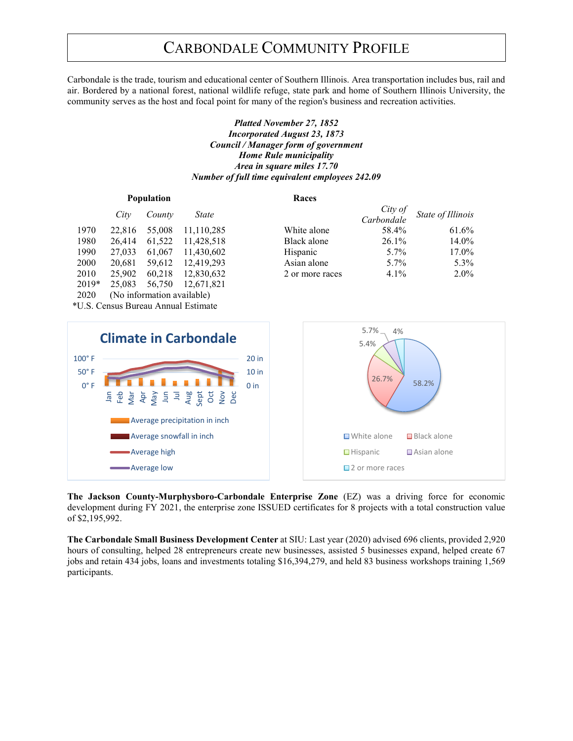# Carbondale Community Profile

Carbondale is the trade, tourism and educational center of Southern Illinois. Area transportation includes bus, rail and air. Bordered by a national forest, national wildlife refuge, state park and home of Southern Illinois University, the community serves as the host and focal point for many of the region's business and recreation activities.

***Platted November 27, 1852***
***Incorporated August 23, 1873***
***Council / Manager form of government***
***Home Rule municipality***
***Area in square miles 17.70***
***Number of full time equivalent employees 242.09***

**Population**

| | *City* | *County* | *State* |
|---|---|---|---|
| 1970 | 22,816 | 55,008 | 11,110,285 |
| 1980 | 26,414 | 61,522 | 11,428,518 |
| 1990 | 27,033 | 61,067 | 11,430,602 |
| 2000 | 20,681 | 59,612 | 12,419,293 |
| 2010 | 25,902 | 60,218 | 12,830,632 |
| 2019* | 25,083 | 56,750 | 12,671,821 |
| 2020 | (No information available) | | |

*U.S. Census Bureau Annual Estimate

**Races**

| | *City of Carbondale* | *State of Illinois* |
|---|---|---|
| White alone | 58.4% | 61.6% |
| Black alone | 26.1% | 14.0% |
| Hispanic | 5.7% | 17.0% |
| Asian alone | 5.7% | 5.3% |
| 2 or more races | 4.1% | 2.0% |

**The Jackson County-Murphysboro-Carbondale Enterprise Zone** (EZ) was a driving force for economic development during FY 2021, the enterprise zone ISSUED certificates for 8 projects with a total construction value of $2,195,992.

**The Carbondale Small Business Development Center** at SIU: Last year (2020) advised 696 clients, provided 2,920 hours of consulting, helped 28 entrepreneurs create new businesses, assisted 5 businesses expand, helped create 67 jobs and retain 434 jobs, loans and investments totaling $16,394,279, and held 83 business workshops training 1,569 participants.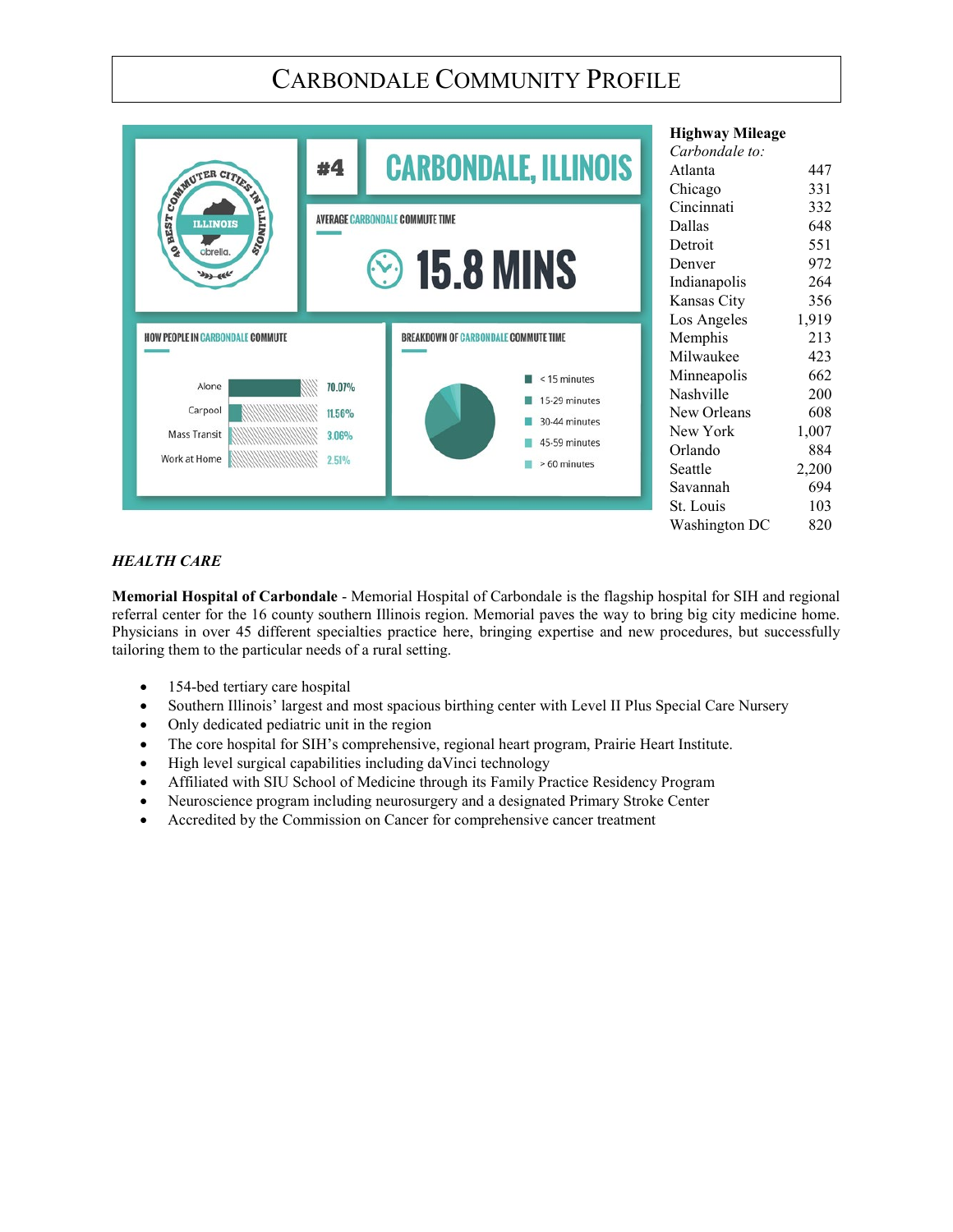# CARBONDALE COMMUNITY PROFILE

40 BEST COMMUTER CITIES IN ILLINOIS — ILLINOIS — obrella

#4 CARBONDALE, ILLINOIS

AVERAGE CARBONDALE COMMUTE TIME

15.8 MINS

HOW PEOPLE IN CARBONDALE COMMUTE

| Mode | Percent |
|---|---|
| Alone | 70.07% |
| Carpool | 11.56% |
| Mass Transit | 3.06% |
| Work at Home | 2.51% |

BREAKDOWN OF CARBONDALE COMMUTE TIME

- < 15 minutes
- 15-29 minutes
- 30-44 minutes
- 45-59 minutes
- > 60 minutes

**Highway Mileage**

*Carbondale to:*

| City | Miles |
|---|---|
| Atlanta | 447 |
| Chicago | 331 |
| Cincinnati | 332 |
| Dallas | 648 |
| Detroit | 551 |
| Denver | 972 |
| Indianapolis | 264 |
| Kansas City | 356 |
| Los Angeles | 1,919 |
| Memphis | 213 |
| Milwaukee | 423 |
| Minneapolis | 662 |
| Nashville | 200 |
| New Orleans | 608 |
| New York | 1,007 |
| Orlando | 884 |
| Seattle | 2,200 |
| Savannah | 694 |
| St. Louis | 103 |
| Washington DC | 820 |

***HEALTH CARE***

**Memorial Hospital of Carbondale** - Memorial Hospital of Carbondale is the flagship hospital for SIH and regional referral center for the 16 county southern Illinois region. Memorial paves the way to bring big city medicine home. Physicians in over 45 different specialties practice here, bringing expertise and new procedures, but successfully tailoring them to the particular needs of a rural setting.

- 154-bed tertiary care hospital
- Southern Illinois' largest and most spacious birthing center with Level II Plus Special Care Nursery
- Only dedicated pediatric unit in the region
- The core hospital for SIH's comprehensive, regional heart program, Prairie Heart Institute.
- High level surgical capabilities including daVinci technology
- Affiliated with SIU School of Medicine through its Family Practice Residency Program
- Neuroscience program including neurosurgery and a designated Primary Stroke Center
- Accredited by the Commission on Cancer for comprehensive cancer treatment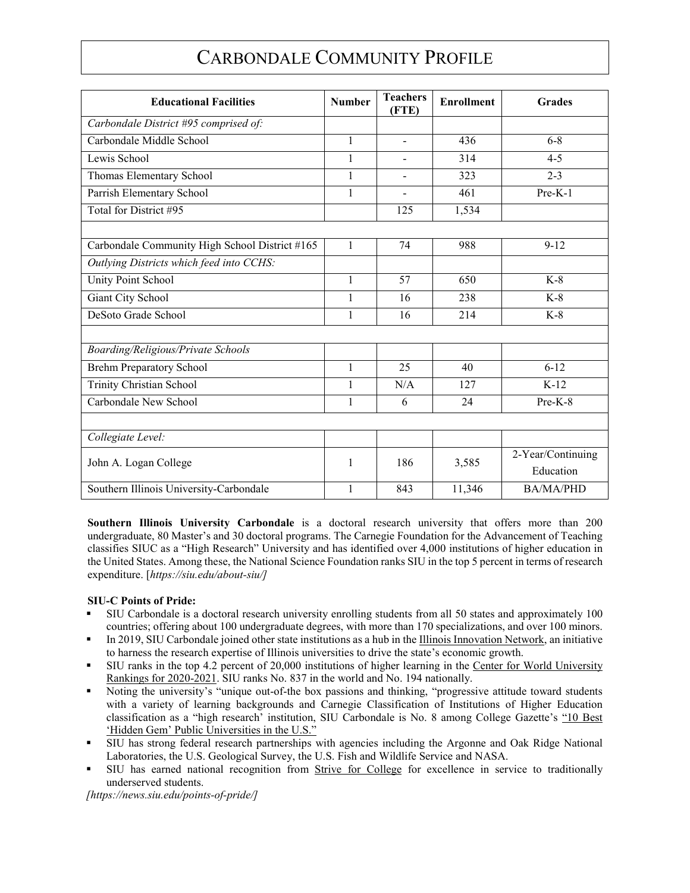# CARBONDALE COMMUNITY PROFILE

| Educational Facilities | Number | Teachers (FTE) | Enrollment | Grades |
|---|---|---|---|---|
| *Carbondale District #95 comprised of:* | | | | |
| Carbondale Middle School | 1 | - | 436 | 6-8 |
| Lewis School | 1 | - | 314 | 4-5 |
| Thomas Elementary School | 1 | - | 323 | 2-3 |
| Parrish Elementary School | 1 | - | 461 | Pre-K-1 |
| Total for District #95 | | 125 | 1,534 | |
| | | | | |
| Carbondale Community High School District #165 | 1 | 74 | 988 | 9-12 |
| *Outlying Districts which feed into CCHS:* | | | | |
| Unity Point School | 1 | 57 | 650 | K-8 |
| Giant City School | 1 | 16 | 238 | K-8 |
| DeSoto Grade School | 1 | 16 | 214 | K-8 |
| | | | | |
| *Boarding/Religious/Private Schools* | | | | |
| Brehm Preparatory School | 1 | 25 | 40 | 6-12 |
| Trinity Christian School | 1 | N/A | 127 | K-12 |
| Carbondale New School | 1 | 6 | 24 | Pre-K-8 |
| | | | | |
| *Collegiate Level:* | | | | |
| John A. Logan College | 1 | 186 | 3,585 | 2-Year/Continuing Education |
| Southern Illinois University-Carbondale | 1 | 843 | 11,346 | BA/MA/PHD |

**Southern Illinois University Carbondale** is a doctoral research university that offers more than 200 undergraduate, 80 Master's and 30 doctoral programs. The Carnegie Foundation for the Advancement of Teaching classifies SIUC as a "High Research" University and has identified over 4,000 institutions of higher education in the United States. Among these, the National Science Foundation ranks SIU in the top 5 percent in terms of research expenditure. [*https://siu.edu/about-siu/]*

**SIU-C Points of Pride:**

- SIU Carbondale is a doctoral research university enrolling students from all 50 states and approximately 100 countries; offering about 100 undergraduate degrees, with more than 170 specializations, and over 100 minors.
- In 2019, SIU Carbondale joined other state institutions as a hub in the Illinois Innovation Network, an initiative to harness the research expertise of Illinois universities to drive the state's economic growth.
- SIU ranks in the top 4.2 percent of 20,000 institutions of higher learning in the Center for World University Rankings for 2020-2021. SIU ranks No. 837 in the world and No. 194 nationally.
- Noting the university's "unique out-of-the box passions and thinking, "progressive attitude toward students with a variety of learning backgrounds and Carnegie Classification of Institutions of Higher Education classification as a "high research' institution, SIU Carbondale is No. 8 among College Gazette's "10 Best 'Hidden Gem' Public Universities in the U.S."
- SIU has strong federal research partnerships with agencies including the Argonne and Oak Ridge National Laboratories, the U.S. Geological Survey, the U.S. Fish and Wildlife Service and NASA.
- SIU has earned national recognition from Strive for College for excellence in service to traditionally underserved students.

*[https://news.siu.edu/points-of-pride/]*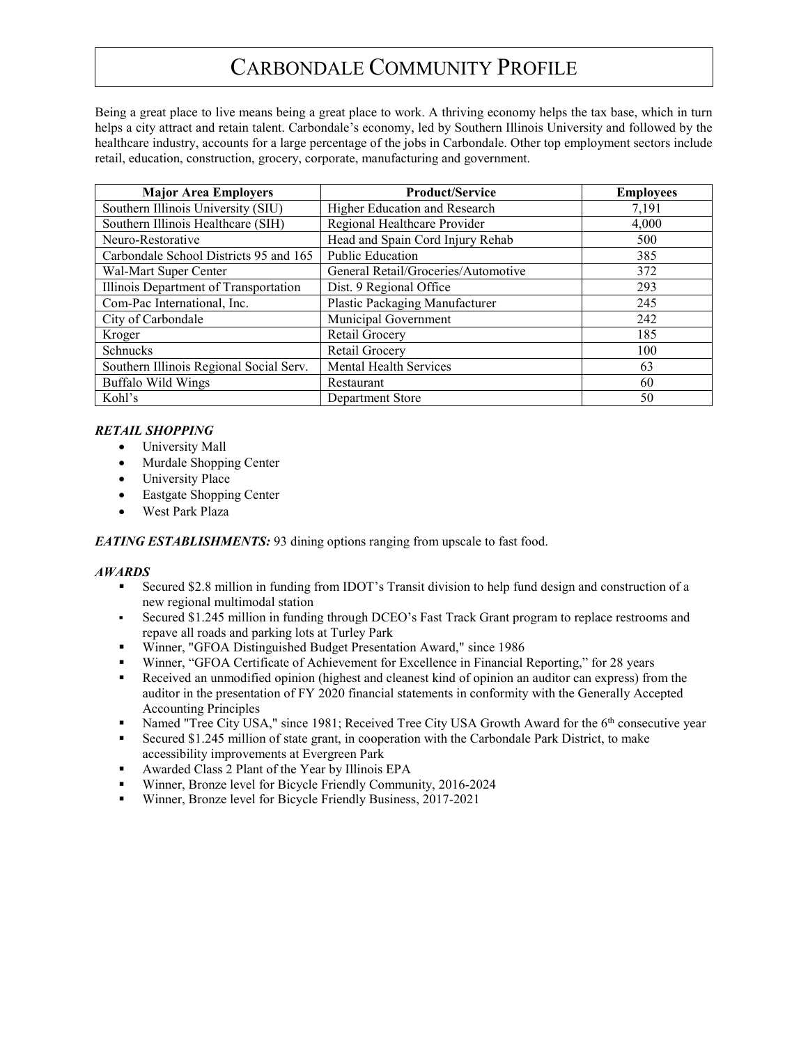# CARBONDALE COMMUNITY PROFILE

Being a great place to live means being a great place to work. A thriving economy helps the tax base, which in turn helps a city attract and retain talent. Carbondale's economy, led by Southern Illinois University and followed by the healthcare industry, accounts for a large percentage of the jobs in Carbondale. Other top employment sectors include retail, education, construction, grocery, corporate, manufacturing and government.

| Major Area Employers | Product/Service | Employees |
|---|---|---|
| Southern Illinois University (SIU) | Higher Education and Research | 7,191 |
| Southern Illinois Healthcare (SIH) | Regional Healthcare Provider | 4,000 |
| Neuro-Restorative | Head and Spain Cord Injury Rehab | 500 |
| Carbondale School Districts 95 and 165 | Public Education | 385 |
| Wal-Mart Super Center | General Retail/Groceries/Automotive | 372 |
| Illinois Department of Transportation | Dist. 9 Regional Office | 293 |
| Com-Pac International, Inc. | Plastic Packaging Manufacturer | 245 |
| City of Carbondale | Municipal Government | 242 |
| Kroger | Retail Grocery | 185 |
| Schnucks | Retail Grocery | 100 |
| Southern Illinois Regional Social Serv. | Mental Health Services | 63 |
| Buffalo Wild Wings | Restaurant | 60 |
| Kohl's | Department Store | 50 |

***RETAIL SHOPPING***

- University Mall
- Murdale Shopping Center
- University Place
- Eastgate Shopping Center
- West Park Plaza

***EATING ESTABLISHMENTS:*** 93 dining options ranging from upscale to fast food.

***AWARDS***

- Secured $2.8 million in funding from IDOT's Transit division to help fund design and construction of a new regional multimodal station
- Secured $1.245 million in funding through DCEO's Fast Track Grant program to replace restrooms and repave all roads and parking lots at Turley Park
- Winner, "GFOA Distinguished Budget Presentation Award," since 1986
- Winner, "GFOA Certificate of Achievement for Excellence in Financial Reporting," for 28 years
- Received an unmodified opinion (highest and cleanest kind of opinion an auditor can express) from the auditor in the presentation of FY 2020 financial statements in conformity with the Generally Accepted Accounting Principles
- Named "Tree City USA," since 1981; Received Tree City USA Growth Award for the 6th consecutive year
- Secured $1.245 million of state grant, in cooperation with the Carbondale Park District, to make accessibility improvements at Evergreen Park
- Awarded Class 2 Plant of the Year by Illinois EPA
- Winner, Bronze level for Bicycle Friendly Community, 2016-2024
- Winner, Bronze level for Bicycle Friendly Business, 2017-2021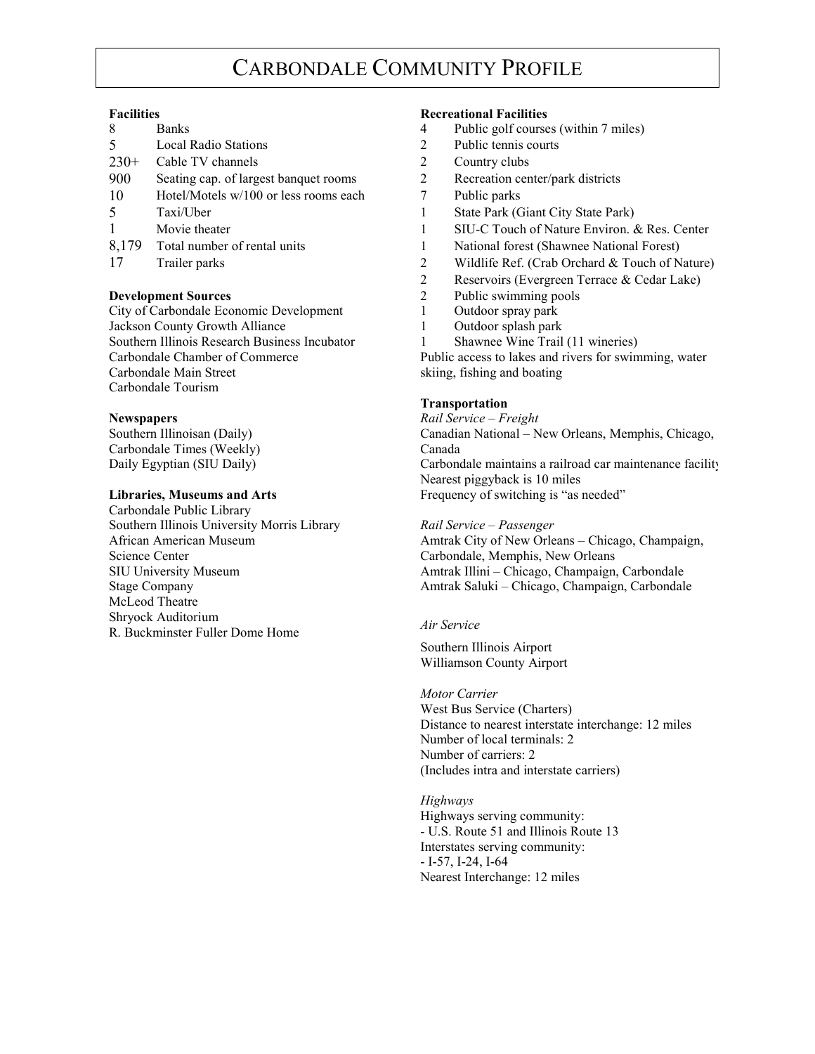# CARBONDALE COMMUNITY PROFILE

### Facilities

| | |
|---|---|
| 8 | Banks |
| 5 | Local Radio Stations |
| 230+ | Cable TV channels |
| 900 | Seating cap. of largest banquet rooms |
| 10 | Hotel/Motels w/100 or less rooms each |
| 5 | Taxi/Uber |
| 1 | Movie theater |
| 8,179 | Total number of rental units |
| 17 | Trailer parks |

### Development Sources

City of Carbondale Economic Development
Jackson County Growth Alliance
Southern Illinois Research Business Incubator
Carbondale Chamber of Commerce
Carbondale Main Street
Carbondale Tourism

### Newspapers

Southern Illinoisan (Daily)
Carbondale Times (Weekly)
Daily Egyptian (SIU Daily)

### Libraries, Museums and Arts

Carbondale Public Library
Southern Illinois University Morris Library
African American Museum
Science Center
SIU University Museum
Stage Company
McLeod Theatre
Shryock Auditorium
R. Buckminster Fuller Dome Home

### Recreational Facilities

| | |
|---|---|
| 4 | Public golf courses (within 7 miles) |
| 2 | Public tennis courts |
| 2 | Country clubs |
| 2 | Recreation center/park districts |
| 7 | Public parks |
| 1 | State Park (Giant City State Park) |
| 1 | SIU-C Touch of Nature Environ. & Res. Center |
| 1 | National forest (Shawnee National Forest) |
| 2 | Wildlife Ref. (Crab Orchard & Touch of Nature) |
| 2 | Reservoirs (Evergreen Terrace & Cedar Lake) |
| 2 | Public swimming pools |
| 1 | Outdoor spray park |
| 1 | Outdoor splash park |
| 1 | Shawnee Wine Trail (11 wineries) |

Public access to lakes and rivers for swimming, water skiing, fishing and boating

### Transportation

*Rail Service – Freight*

Canadian National – New Orleans, Memphis, Chicago, Canada
Carbondale maintains a railroad car maintenance facility
Nearest piggyback is 10 miles
Frequency of switching is "as needed"

*Rail Service – Passenger*

Amtrak City of New Orleans – Chicago, Champaign, Carbondale, Memphis, New Orleans
Amtrak Illini – Chicago, Champaign, Carbondale
Amtrak Saluki – Chicago, Champaign, Carbondale

*Air Service*

Southern Illinois Airport
Williamson County Airport

*Motor Carrier*

West Bus Service (Charters)
Distance to nearest interstate interchange: 12 miles
Number of local terminals: 2
Number of carriers: 2
(Includes intra and interstate carriers)

*Highways*

Highways serving community:
- U.S. Route 51 and Illinois Route 13

Interstates serving community:
- I-57, I-24, I-64

Nearest Interchange: 12 miles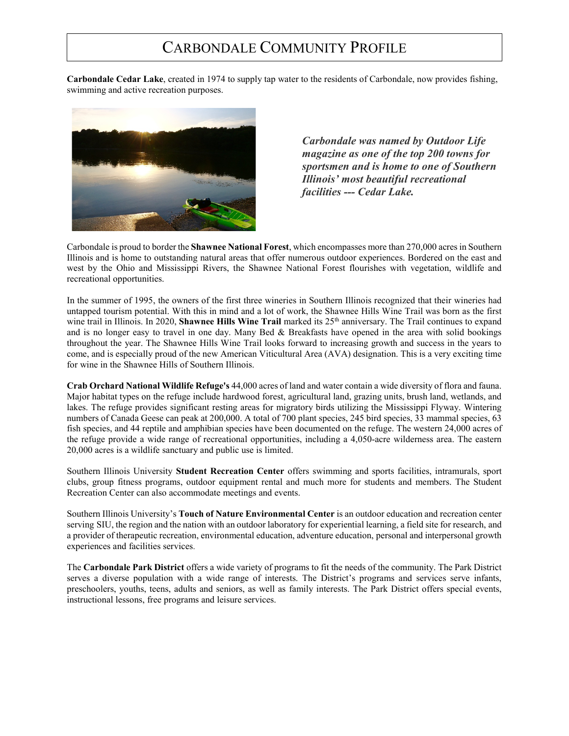# CARBONDALE COMMUNITY PROFILE

**Carbondale Cedar Lake**, created in 1974 to supply tap water to the residents of Carbondale, now provides fishing, swimming and active recreation purposes.

***Carbondale was named by Outdoor Life magazine as one of the top 200 towns for sportsmen and is home to one of Southern Illinois' most beautiful recreational facilities --- Cedar Lake.***

Carbondale is proud to border the **Shawnee National Forest**, which encompasses more than 270,000 acres in Southern Illinois and is home to outstanding natural areas that offer numerous outdoor experiences. Bordered on the east and west by the Ohio and Mississippi Rivers, the Shawnee National Forest flourishes with vegetation, wildlife and recreational opportunities.

In the summer of 1995, the owners of the first three wineries in Southern Illinois recognized that their wineries had untapped tourism potential. With this in mind and a lot of work, the Shawnee Hills Wine Trail was born as the first wine trail in Illinois. In 2020, **Shawnee Hills Wine Trail** marked its 25th anniversary. The Trail continues to expand and is no longer easy to travel in one day. Many Bed & Breakfasts have opened in the area with solid bookings throughout the year. The Shawnee Hills Wine Trail looks forward to increasing growth and success in the years to come, and is especially proud of the new American Viticultural Area (AVA) designation. This is a very exciting time for wine in the Shawnee Hills of Southern Illinois.

**Crab Orchard National Wildlife Refuge's** 44,000 acres of land and water contain a wide diversity of flora and fauna. Major habitat types on the refuge include hardwood forest, agricultural land, grazing units, brush land, wetlands, and lakes. The refuge provides significant resting areas for migratory birds utilizing the Mississippi Flyway. Wintering numbers of Canada Geese can peak at 200,000. A total of 700 plant species, 245 bird species, 33 mammal species, 63 fish species, and 44 reptile and amphibian species have been documented on the refuge. The western 24,000 acres of the refuge provide a wide range of recreational opportunities, including a 4,050-acre wilderness area. The eastern 20,000 acres is a wildlife sanctuary and public use is limited.

Southern Illinois University **Student Recreation Center** offers swimming and sports facilities, intramurals, sport clubs, group fitness programs, outdoor equipment rental and much more for students and members. The Student Recreation Center can also accommodate meetings and events.

Southern Illinois University's **Touch of Nature Environmental Center** is an outdoor education and recreation center serving SIU, the region and the nation with an outdoor laboratory for experiential learning, a field site for research, and a provider of therapeutic recreation, environmental education, adventure education, personal and interpersonal growth experiences and facilities services.

The **Carbondale Park District** offers a wide variety of programs to fit the needs of the community. The Park District serves a diverse population with a wide range of interests. The District's programs and services serve infants, preschoolers, youths, teens, adults and seniors, as well as family interests. The Park District offers special events, instructional lessons, free programs and leisure services.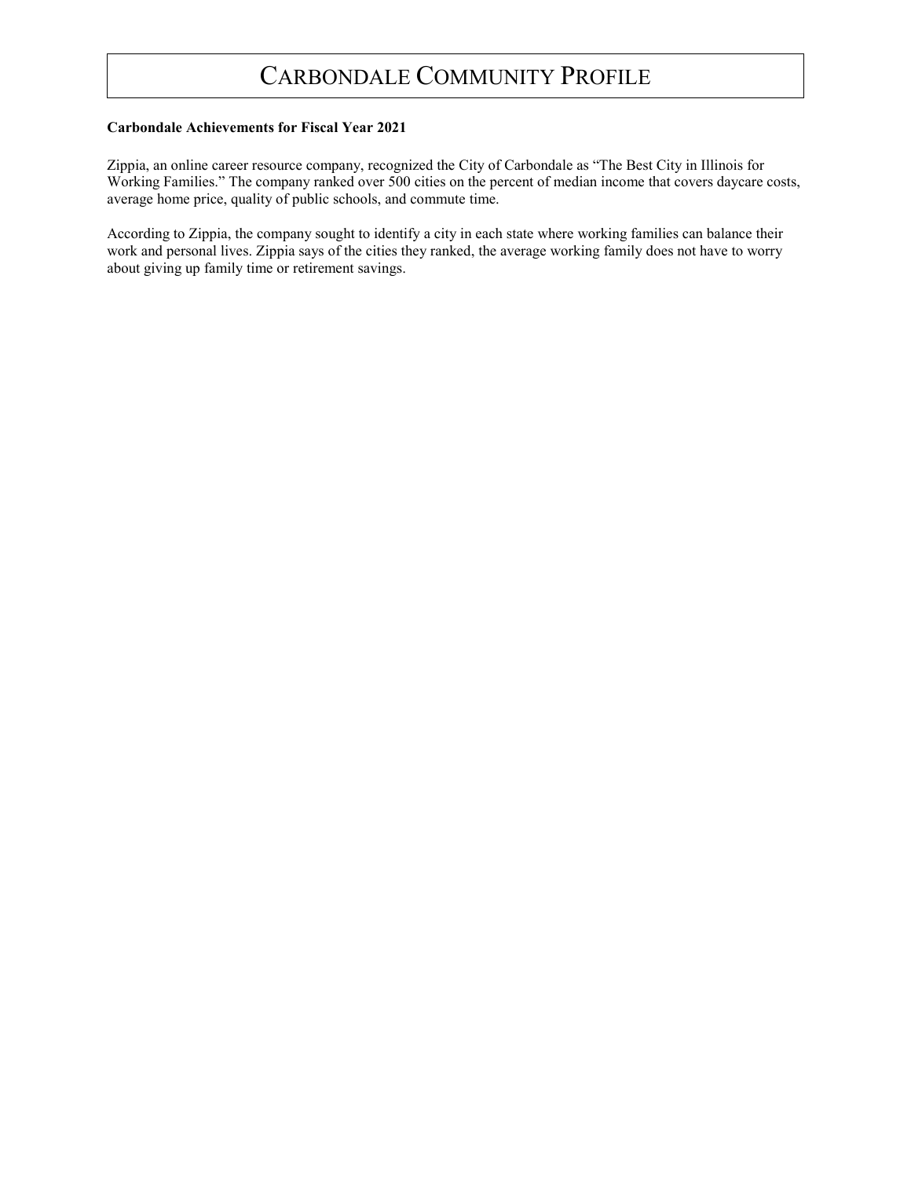# Carbondale Community Profile

**Carbondale Achievements for Fiscal Year 2021**

Zippia, an online career resource company, recognized the City of Carbondale as "The Best City in Illinois for Working Families." The company ranked over 500 cities on the percent of median income that covers daycare costs, average home price, quality of public schools, and commute time.

According to Zippia, the company sought to identify a city in each state where working families can balance their work and personal lives. Zippia says of the cities they ranked, the average working family does not have to worry about giving up family time or retirement savings.